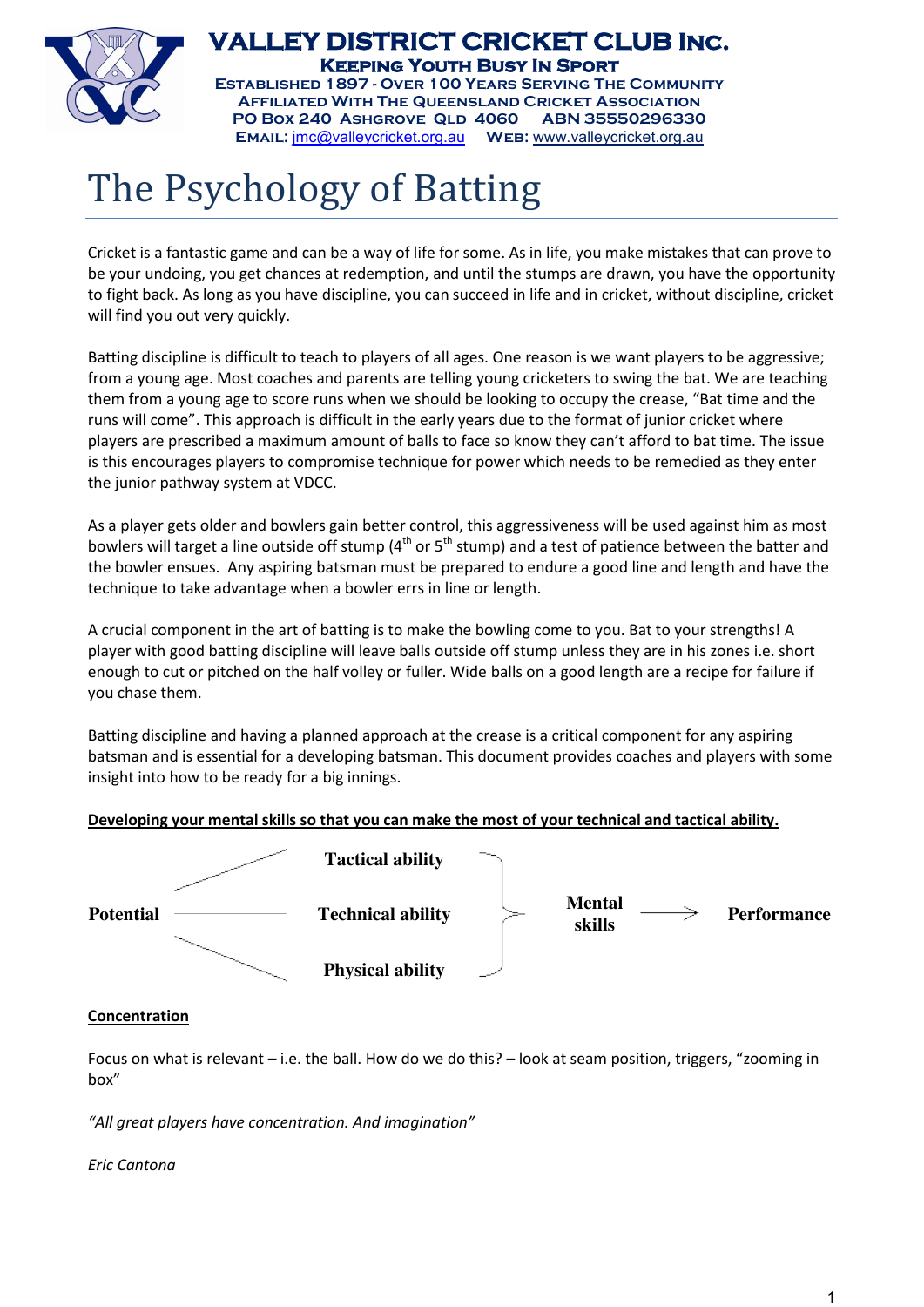# VALLEY DISTRICT CRICKET CLUB INC.

**KEEPING YOUTH BUSY IN SPORT**

ESTABLISHED 1897 - OVER 100 YEARS SERVING THE COMMUNITY
AFFILIATED WITH THE QUEENSLAND CRICKET ASSOCIATION
PO BOX 240 ASHGROVE QLD 4060 ABN 35550296330
EMAIL: jmc@valleycricket.org.au WEB: www.valleycricket.org.au

# The Psychology of Batting

Cricket is a fantastic game and can be a way of life for some. As in life, you make mistakes that can prove to be your undoing, you get chances at redemption, and until the stumps are drawn, you have the opportunity to fight back. As long as you have discipline, you can succeed in life and in cricket, without discipline, cricket will find you out very quickly.

Batting discipline is difficult to teach to players of all ages. One reason is we want players to be aggressive; from a young age. Most coaches and parents are telling young cricketers to swing the bat. We are teaching them from a young age to score runs when we should be looking to occupy the crease, "Bat time and the runs will come". This approach is difficult in the early years due to the format of junior cricket where players are prescribed a maximum amount of balls to face so know they can't afford to bat time. The issue is this encourages players to compromise technique for power which needs to be remedied as they enter the junior pathway system at VDCC.

As a player gets older and bowlers gain better control, this aggressiveness will be used against him as most bowlers will target a line outside off stump (4th or 5th stump) and a test of patience between the batter and the bowler ensues. Any aspiring batsman must be prepared to endure a good line and length and have the technique to take advantage when a bowler errs in line or length.

A crucial component in the art of batting is to make the bowling come to you. Bat to your strengths! A player with good batting discipline will leave balls outside off stump unless they are in his zones i.e. short enough to cut or pitched on the half volley or fuller. Wide balls on a good length are a recipe for failure if you chase them.

Batting discipline and having a planned approach at the crease is a critical component for any aspiring batsman and is essential for a developing batsman. This document provides coaches and players with some insight into how to be ready for a big innings.

**Developing your mental skills so that you can make the most of your technical and tactical ability.**

**Potential** → **Tactical ability** / **Technical ability** / **Physical ability** → **Mental skills** → **Performance**

**Concentration**

Focus on what is relevant – i.e. the ball. How do we do this? – look at seam position, triggers, "zooming in box"

*"All great players have concentration. And imagination"*

*Eric Cantona*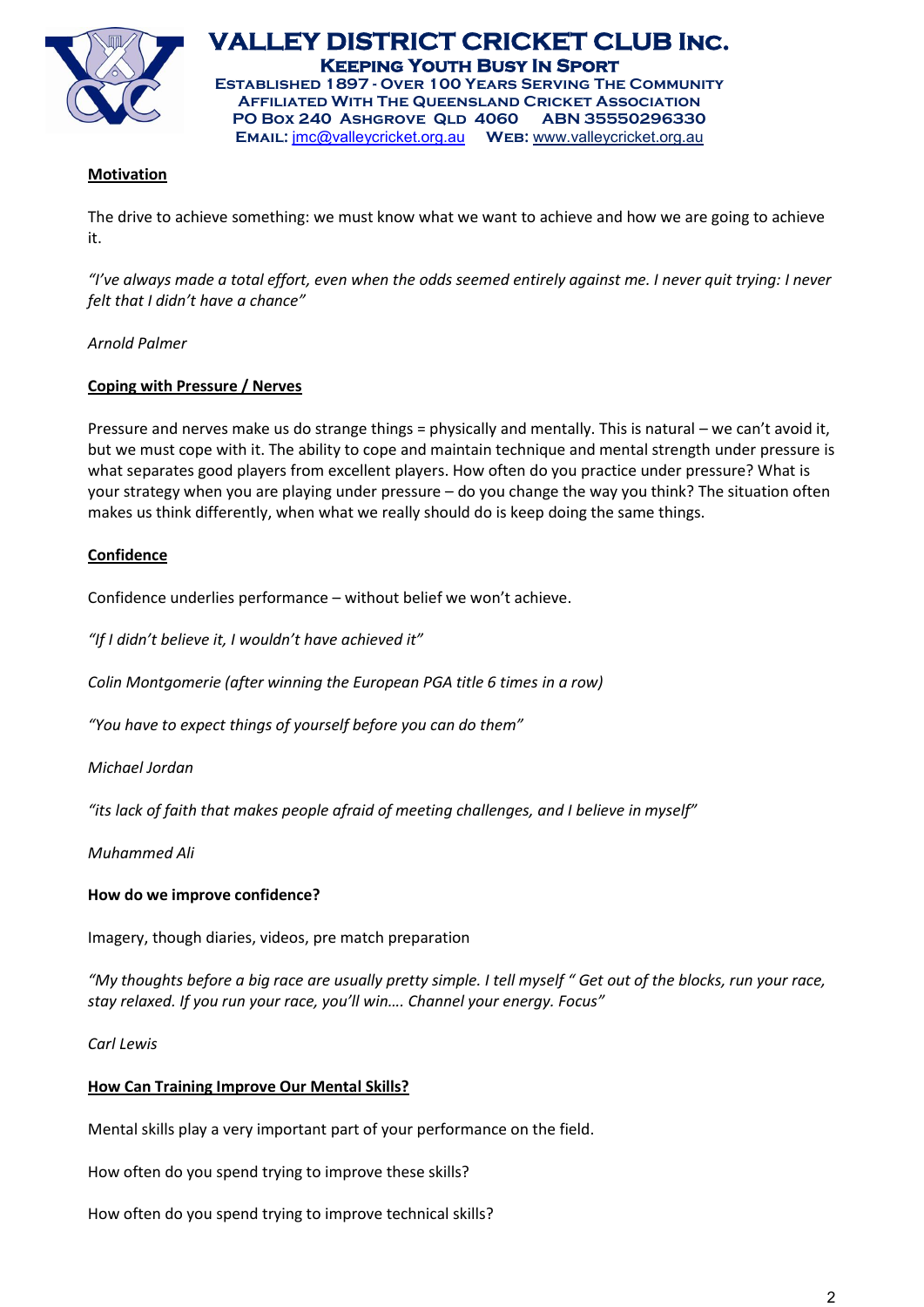**Motivation**

The drive to achieve something: we must know what we want to achieve and how we are going to achieve it.

*"I've always made a total effort, even when the odds seemed entirely against me. I never quit trying: I never felt that I didn't have a chance"*

*Arnold Palmer*

**Coping with Pressure / Nerves**

Pressure and nerves make us do strange things = physically and mentally. This is natural – we can't avoid it, but we must cope with it. The ability to cope and maintain technique and mental strength under pressure is what separates good players from excellent players. How often do you practice under pressure? What is your strategy when you are playing under pressure – do you change the way you think? The situation often makes us think differently, when what we really should do is keep doing the same things.

**Confidence**

Confidence underlies performance – without belief we won't achieve.

*"If I didn't believe it, I wouldn't have achieved it"*

*Colin Montgomerie (after winning the European PGA title 6 times in a row)*

*"You have to expect things of yourself before you can do them"*

*Michael Jordan*

*"its lack of faith that makes people afraid of meeting challenges, and I believe in myself"*

*Muhammed Ali*

**How do we improve confidence?**

Imagery, though diaries, videos, pre match preparation

*"My thoughts before a big race are usually pretty simple. I tell myself " Get out of the blocks, run your race, stay relaxed. If you run your race, you'll win…. Channel your energy. Focus"*

*Carl Lewis*

**How Can Training Improve Our Mental Skills?**

Mental skills play a very important part of your performance on the field.

How often do you spend trying to improve these skills?

How often do you spend trying to improve technical skills?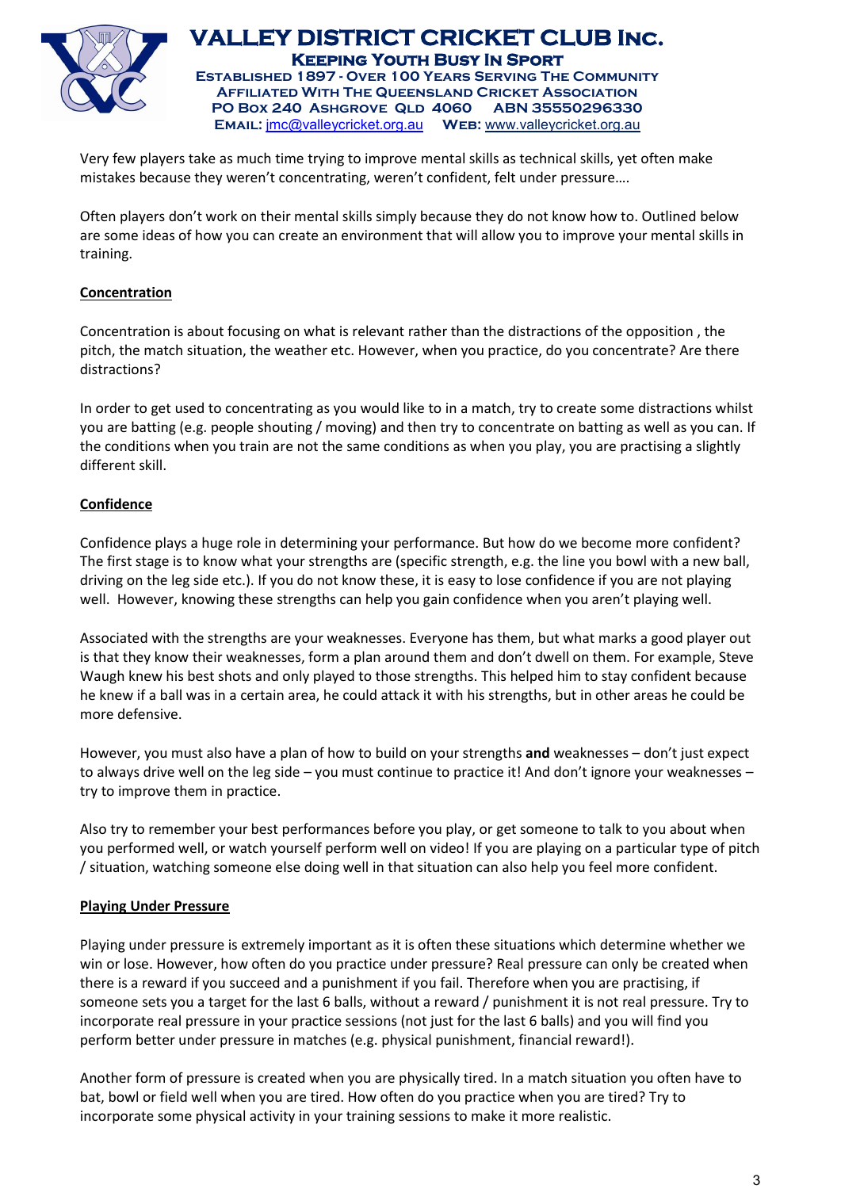Very few players take as much time trying to improve mental skills as technical skills, yet often make mistakes because they weren't concentrating, weren't confident, felt under pressure….

Often players don't work on their mental skills simply because they do not know how to. Outlined below are some ideas of how you can create an environment that will allow you to improve your mental skills in training.

## Concentration

Concentration is about focusing on what is relevant rather than the distractions of the opposition , the pitch, the match situation, the weather etc. However, when you practice, do you concentrate? Are there distractions?

In order to get used to concentrating as you would like to in a match, try to create some distractions whilst you are batting (e.g. people shouting / moving) and then try to concentrate on batting as well as you can. If the conditions when you train are not the same conditions as when you play, you are practising a slightly different skill.

## Confidence

Confidence plays a huge role in determining your performance. But how do we become more confident? The first stage is to know what your strengths are (specific strength, e.g. the line you bowl with a new ball, driving on the leg side etc.). If you do not know these, it is easy to lose confidence if you are not playing well. However, knowing these strengths can help you gain confidence when you aren't playing well.

Associated with the strengths are your weaknesses. Everyone has them, but what marks a good player out is that they know their weaknesses, form a plan around them and don't dwell on them. For example, Steve Waugh knew his best shots and only played to those strengths. This helped him to stay confident because he knew if a ball was in a certain area, he could attack it with his strengths, but in other areas he could be more defensive.

However, you must also have a plan of how to build on your strengths **and** weaknesses – don't just expect to always drive well on the leg side – you must continue to practice it! And don't ignore your weaknesses – try to improve them in practice.

Also try to remember your best performances before you play, or get someone to talk to you about when you performed well, or watch yourself perform well on video! If you are playing on a particular type of pitch / situation, watching someone else doing well in that situation can also help you feel more confident.

## Playing Under Pressure

Playing under pressure is extremely important as it is often these situations which determine whether we win or lose. However, how often do you practice under pressure? Real pressure can only be created when there is a reward if you succeed and a punishment if you fail. Therefore when you are practising, if someone sets you a target for the last 6 balls, without a reward / punishment it is not real pressure. Try to incorporate real pressure in your practice sessions (not just for the last 6 balls) and you will find you perform better under pressure in matches (e.g. physical punishment, financial reward!).

Another form of pressure is created when you are physically tired. In a match situation you often have to bat, bowl or field well when you are tired. How often do you practice when you are tired? Try to incorporate some physical activity in your training sessions to make it more realistic.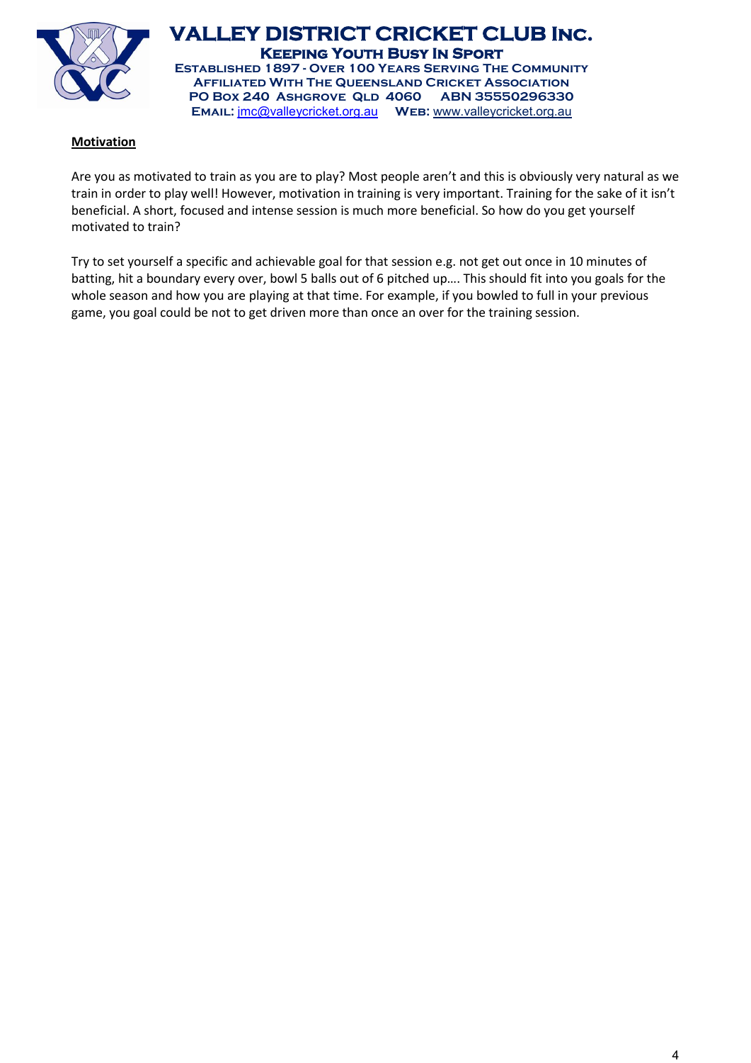**Motivation**

Are you as motivated to train as you are to play? Most people aren't and this is obviously very natural as we train in order to play well! However, motivation in training is very important. Training for the sake of it isn't beneficial. A short, focused and intense session is much more beneficial. So how do you get yourself motivated to train?

Try to set yourself a specific and achievable goal for that session e.g. not get out once in 10 minutes of batting, hit a boundary every over, bowl 5 balls out of 6 pitched up…. This should fit into you goals for the whole season and how you are playing at that time. For example, if you bowled to full in your previous game, you goal could be not to get driven more than once an over for the training session.